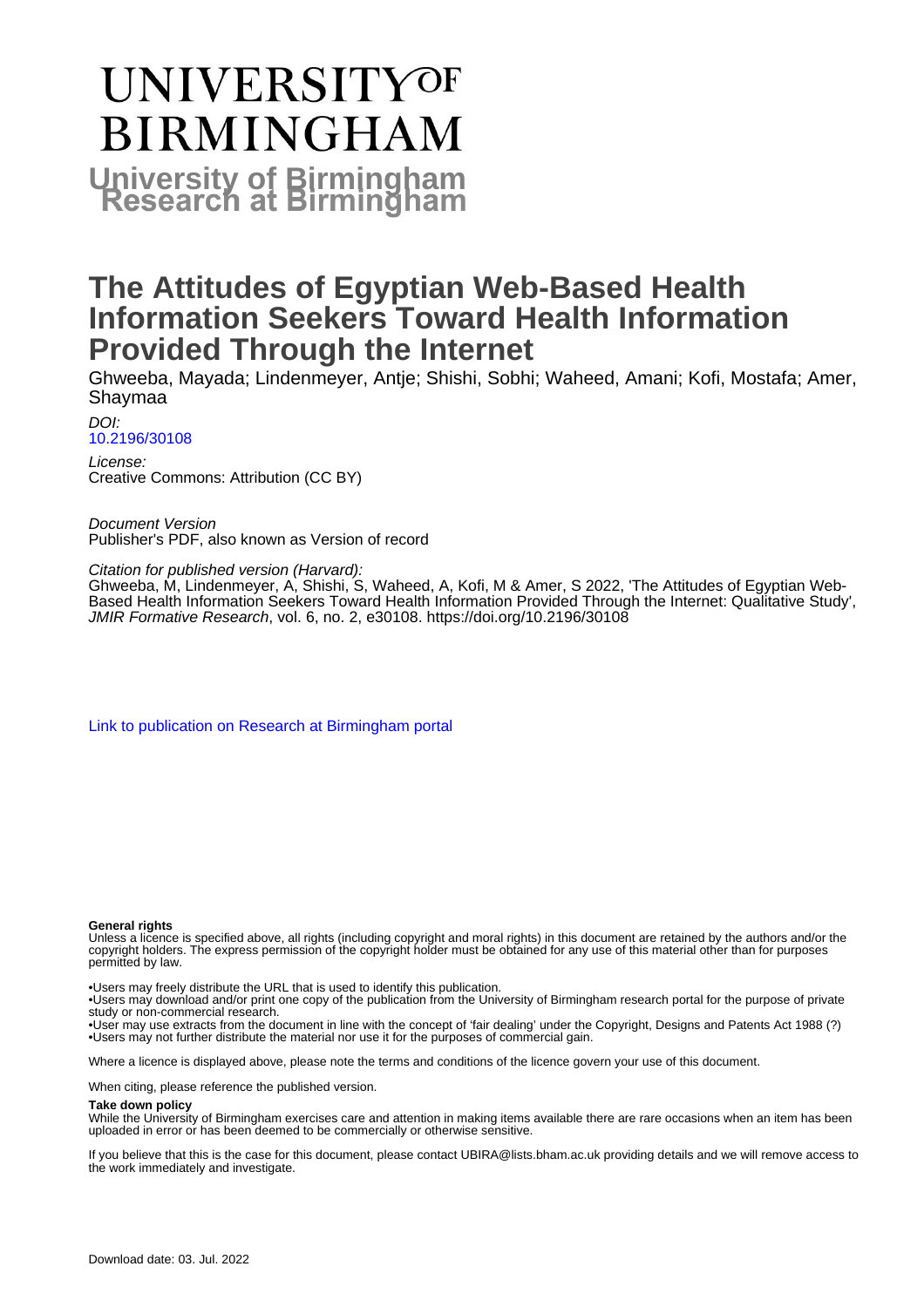# UNIVERSITY OF BIRMINGHAM

**University of Birmingham Research at Birmingham**

# The Attitudes of Egyptian Web-Based Health Information Seekers Toward Health Information Provided Through the Internet

Ghweeba, Mayada; Lindenmeyer, Antje; Shishi, Sobhi; Waheed, Amani; Kofi, Mostafa; Amer, Shaymaa

*DOI:*
10.2196/30108

*License:*
Creative Commons: Attribution (CC BY)

*Document Version*
Publisher's PDF, also known as Version of record

*Citation for published version (Harvard):*
Ghweeba, M, Lindenmeyer, A, Shishi, S, Waheed, A, Kofi, M & Amer, S 2022, 'The Attitudes of Egyptian Web-Based Health Information Seekers Toward Health Information Provided Through the Internet: Qualitative Study', *JMIR Formative Research*, vol. 6, no. 2, e30108. https://doi.org/10.2196/30108

Link to publication on Research at Birmingham portal

**General rights**
Unless a licence is specified above, all rights (including copyright and moral rights) in this document are retained by the authors and/or the copyright holders. The express permission of the copyright holder must be obtained for any use of this material other than for purposes permitted by law.

•Users may freely distribute the URL that is used to identify this publication.
•Users may download and/or print one copy of the publication from the University of Birmingham research portal for the purpose of private study or non-commercial research.
•User may use extracts from the document in line with the concept of 'fair dealing' under the Copyright, Designs and Patents Act 1988 (?)
•Users may not further distribute the material nor use it for the purposes of commercial gain.

Where a licence is displayed above, please note the terms and conditions of the licence govern your use of this document.

When citing, please reference the published version.

**Take down policy**
While the University of Birmingham exercises care and attention in making items available there are rare occasions when an item has been uploaded in error or has been deemed to be commercially or otherwise sensitive.

If you believe that this is the case for this document, please contact UBIRA@lists.bham.ac.uk providing details and we will remove access to the work immediately and investigate.

Download date: 03. Jul. 2022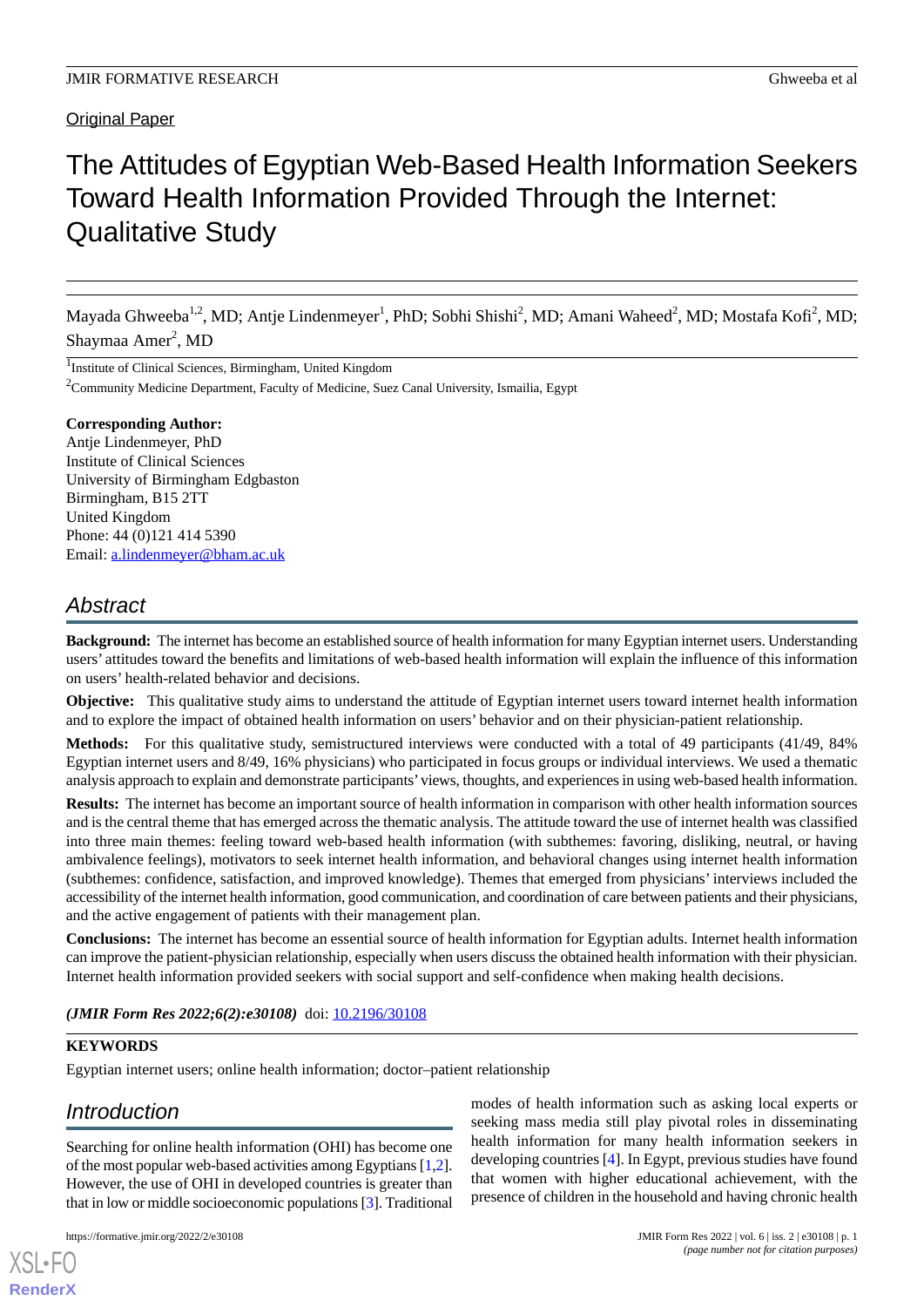Original Paper

# The Attitudes of Egyptian Web-Based Health Information Seekers Toward Health Information Provided Through the Internet: Qualitative Study

Mayada Ghweeba[1,2], MD; Antje Lindenmeyer[1], PhD; Sobhi Shishi[2], MD; Amani Waheed[2], MD; Mostafa Kofi[2], MD; Shaymaa Amer[2], MD

[1]Institute of Clinical Sciences, Birmingham, United Kingdom

[2]Community Medicine Department, Faculty of Medicine, Suez Canal University, Ismailia, Egypt

**Corresponding Author:**
Antje Lindenmeyer, PhD
Institute of Clinical Sciences
University of Birmingham Edgbaston
Birmingham, B15 2TT
United Kingdom
Phone: 44 (0)121 414 5390
Email: a.lindenmeyer@bham.ac.uk

## Abstract

**Background:** The internet has become an established source of health information for many Egyptian internet users. Understanding users' attitudes toward the benefits and limitations of web-based health information will explain the influence of this information on users' health-related behavior and decisions.

**Objective:** This qualitative study aims to understand the attitude of Egyptian internet users toward internet health information and to explore the impact of obtained health information on users' behavior and on their physician-patient relationship.

**Methods:** For this qualitative study, semistructured interviews were conducted with a total of 49 participants (41/49, 84% Egyptian internet users and 8/49, 16% physicians) who participated in focus groups or individual interviews. We used a thematic analysis approach to explain and demonstrate participants' views, thoughts, and experiences in using web-based health information.

**Results:** The internet has become an important source of health information in comparison with other health information sources and is the central theme that has emerged across the thematic analysis. The attitude toward the use of internet health was classified into three main themes: feeling toward web-based health information (with subthemes: favoring, disliking, neutral, or having ambivalence feelings), motivators to seek internet health information, and behavioral changes using internet health information (subthemes: confidence, satisfaction, and improved knowledge). Themes that emerged from physicians' interviews included the accessibility of the internet health information, good communication, and coordination of care between patients and their physicians, and the active engagement of patients with their management plan.

**Conclusions:** The internet has become an essential source of health information for Egyptian adults. Internet health information can improve the patient-physician relationship, especially when users discuss the obtained health information with their physician. Internet health information provided seekers with social support and self-confidence when making health decisions.

***(JMIR Form Res 2022;6(2):e30108)*** doi: 10.2196/30108

**KEYWORDS**

Egyptian internet users; online health information; doctor–patient relationship

## Introduction

Searching for online health information (OHI) has become one of the most popular web-based activities among Egyptians [1,2]. However, the use of OHI in developed countries is greater than that in low or middle socioeconomic populations [3]. Traditional modes of health information such as asking local experts or seeking mass media still play pivotal roles in disseminating health information for many health information seekers in developing countries [4]. In Egypt, previous studies have found that women with higher educational achievement, with the presence of children in the household and having chronic health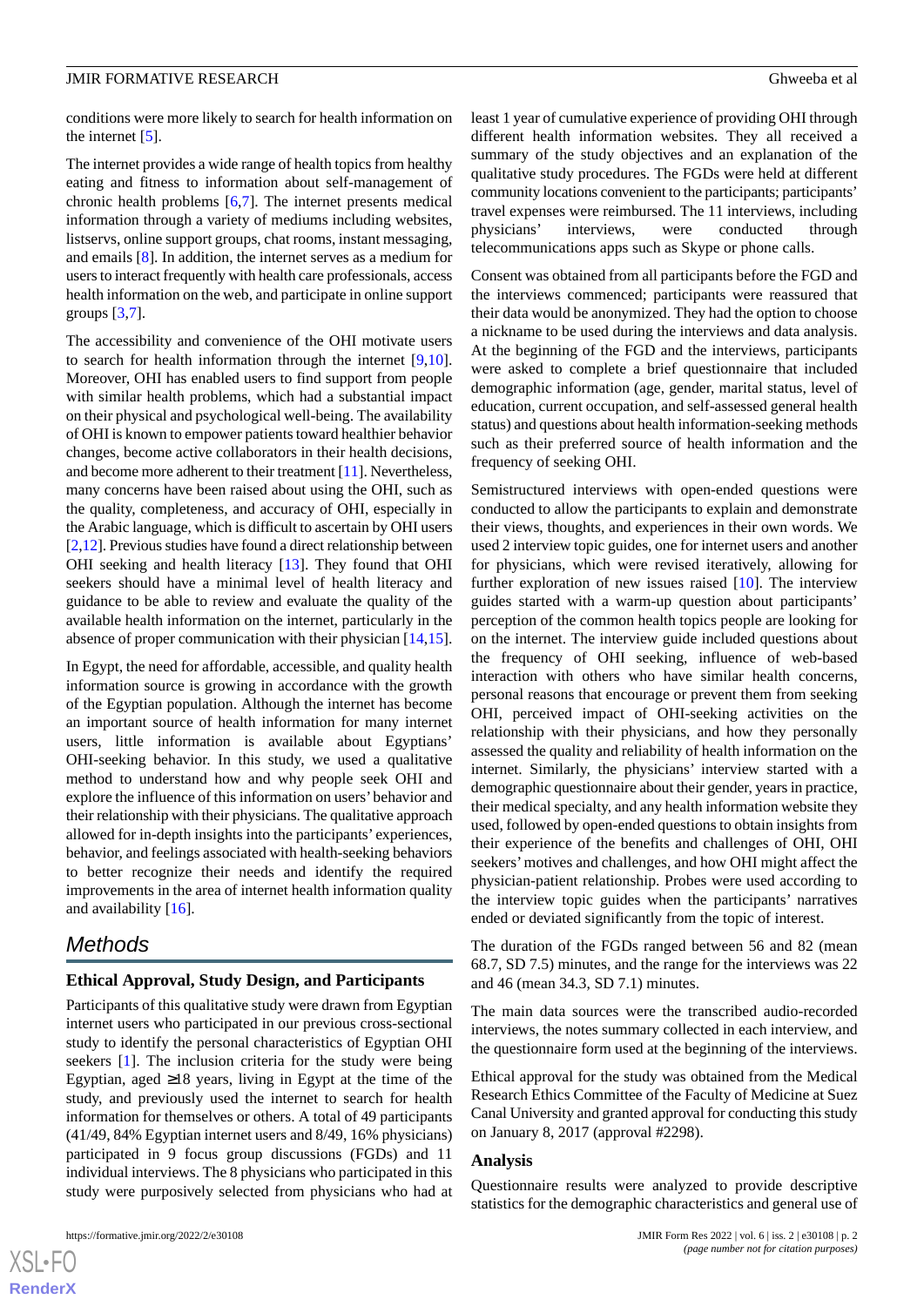conditions were more likely to search for health information on the internet [5].

The internet provides a wide range of health topics from healthy eating and fitness to information about self-management of chronic health problems [6,7]. The internet presents medical information through a variety of mediums including websites, listservs, online support groups, chat rooms, instant messaging, and emails [8]. In addition, the internet serves as a medium for users to interact frequently with health care professionals, access health information on the web, and participate in online support groups [3,7].

The accessibility and convenience of the OHI motivate users to search for health information through the internet [9,10]. Moreover, OHI has enabled users to find support from people with similar health problems, which had a substantial impact on their physical and psychological well-being. The availability of OHI is known to empower patients toward healthier behavior changes, become active collaborators in their health decisions, and become more adherent to their treatment [11]. Nevertheless, many concerns have been raised about using the OHI, such as the quality, completeness, and accuracy of OHI, especially in the Arabic language, which is difficult to ascertain by OHI users [2,12]. Previous studies have found a direct relationship between OHI seeking and health literacy [13]. They found that OHI seekers should have a minimal level of health literacy and guidance to be able to review and evaluate the quality of the available health information on the internet, particularly in the absence of proper communication with their physician [14,15].

In Egypt, the need for affordable, accessible, and quality health information source is growing in accordance with the growth of the Egyptian population. Although the internet has become an important source of health information for many internet users, little information is available about Egyptians' OHI-seeking behavior. In this study, we used a qualitative method to understand how and why people seek OHI and explore the influence of this information on users' behavior and their relationship with their physicians. The qualitative approach allowed for in-depth insights into the participants' experiences, behavior, and feelings associated with health-seeking behaviors to better recognize their needs and identify the required improvements in the area of internet health information quality and availability [16].

# Methods

## Ethical Approval, Study Design, and Participants

Participants of this qualitative study were drawn from Egyptian internet users who participated in our previous cross-sectional study to identify the personal characteristics of Egyptian OHI seekers [1]. The inclusion criteria for the study were being Egyptian, aged ≥18 years, living in Egypt at the time of the study, and previously used the internet to search for health information for themselves or others. A total of 49 participants (41/49, 84% Egyptian internet users and 8/49, 16% physicians) participated in 9 focus group discussions (FGDs) and 11 individual interviews. The 8 physicians who participated in this study were purposively selected from physicians who had at least 1 year of cumulative experience of providing OHI through different health information websites. They all received a summary of the study objectives and an explanation of the qualitative study procedures. The FGDs were held at different community locations convenient to the participants; participants' travel expenses were reimbursed. The 11 interviews, including physicians' interviews, were conducted through telecommunications apps such as Skype or phone calls.

Consent was obtained from all participants before the FGD and the interviews commenced; participants were reassured that their data would be anonymized. They had the option to choose a nickname to be used during the interviews and data analysis. At the beginning of the FGD and the interviews, participants were asked to complete a brief questionnaire that included demographic information (age, gender, marital status, level of education, current occupation, and self-assessed general health status) and questions about health information-seeking methods such as their preferred source of health information and the frequency of seeking OHI.

Semistructured interviews with open-ended questions were conducted to allow the participants to explain and demonstrate their views, thoughts, and experiences in their own words. We used 2 interview topic guides, one for internet users and another for physicians, which were revised iteratively, allowing for further exploration of new issues raised [10]. The interview guides started with a warm-up question about participants' perception of the common health topics people are looking for on the internet. The interview guide included questions about the frequency of OHI seeking, influence of web-based interaction with others who have similar health concerns, personal reasons that encourage or prevent them from seeking OHI, perceived impact of OHI-seeking activities on the relationship with their physicians, and how they personally assessed the quality and reliability of health information on the internet. Similarly, the physicians' interview started with a demographic questionnaire about their gender, years in practice, their medical specialty, and any health information website they used, followed by open-ended questions to obtain insights from their experience of the benefits and challenges of OHI, OHI seekers' motives and challenges, and how OHI might affect the physician-patient relationship. Probes were used according to the interview topic guides when the participants' narratives ended or deviated significantly from the topic of interest.

The duration of the FGDs ranged between 56 and 82 (mean 68.7, SD 7.5) minutes, and the range for the interviews was 22 and 46 (mean 34.3, SD 7.1) minutes.

The main data sources were the transcribed audio-recorded interviews, the notes summary collected in each interview, and the questionnaire form used at the beginning of the interviews.

Ethical approval for the study was obtained from the Medical Research Ethics Committee of the Faculty of Medicine at Suez Canal University and granted approval for conducting this study on January 8, 2017 (approval #2298).

## Analysis

Questionnaire results were analyzed to provide descriptive statistics for the demographic characteristics and general use of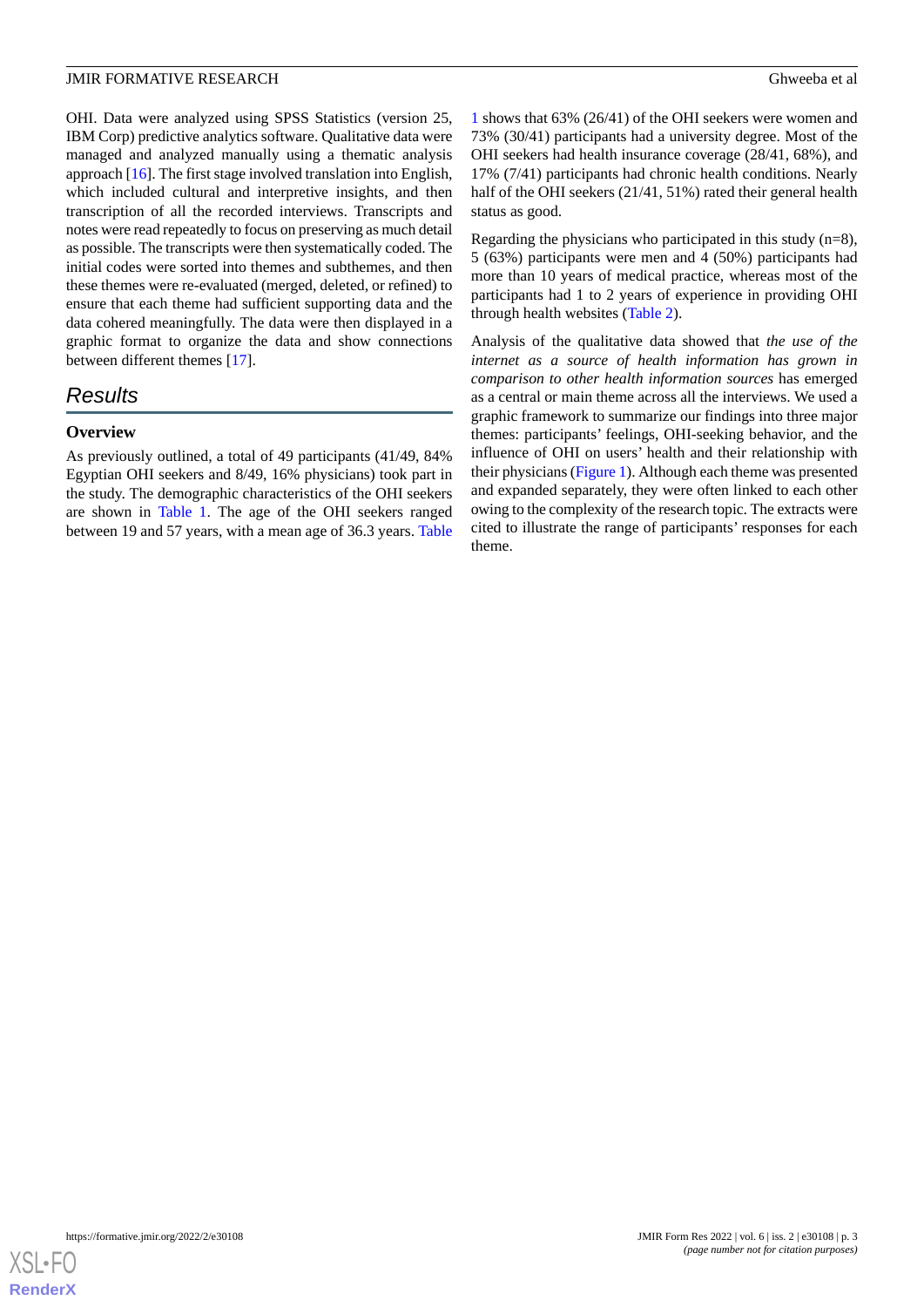OHI. Data were analyzed using SPSS Statistics (version 25, IBM Corp) predictive analytics software. Qualitative data were managed and analyzed manually using a thematic analysis approach [16]. The first stage involved translation into English, which included cultural and interpretive insights, and then transcription of all the recorded interviews. Transcripts and notes were read repeatedly to focus on preserving as much detail as possible. The transcripts were then systematically coded. The initial codes were sorted into themes and subthemes, and then these themes were re-evaluated (merged, deleted, or refined) to ensure that each theme had sufficient supporting data and the data cohered meaningfully. The data were then displayed in a graphic format to organize the data and show connections between different themes [17].

## Results

### Overview

As previously outlined, a total of 49 participants (41/49, 84% Egyptian OHI seekers and 8/49, 16% physicians) took part in the study. The demographic characteristics of the OHI seekers are shown in Table 1. The age of the OHI seekers ranged between 19 and 57 years, with a mean age of 36.3 years. Table 1 shows that 63% (26/41) of the OHI seekers were women and 73% (30/41) participants had a university degree. Most of the OHI seekers had health insurance coverage (28/41, 68%), and 17% (7/41) participants had chronic health conditions. Nearly half of the OHI seekers (21/41, 51%) rated their general health status as good.

Regarding the physicians who participated in this study (n=8), 5 (63%) participants were men and 4 (50%) participants had more than 10 years of medical practice, whereas most of the participants had 1 to 2 years of experience in providing OHI through health websites (Table 2).

Analysis of the qualitative data showed that *the use of the internet as a source of health information has grown in comparison to other health information sources* has emerged as a central or main theme across all the interviews. We used a graphic framework to summarize our findings into three major themes: participants' feelings, OHI-seeking behavior, and the influence of OHI on users' health and their relationship with their physicians (Figure 1). Although each theme was presented and expanded separately, they were often linked to each other owing to the complexity of the research topic. The extracts were cited to illustrate the range of participants' responses for each theme.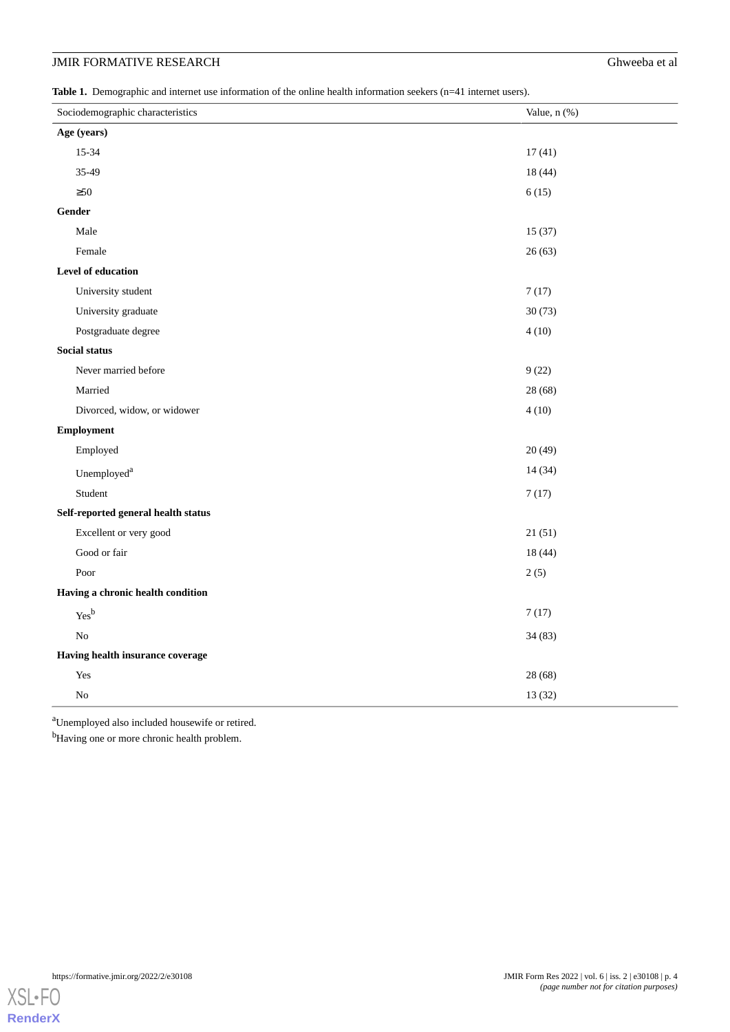**Table 1.** Demographic and internet use information of the online health information seekers (n=41 internet users).

| Sociodemographic characteristics | Value, n (%) |
|---|---|
| **Age (years)** | |
| 15-34 | 17 (41) |
| 35-49 | 18 (44) |
| ≥50 | 6 (15) |
| **Gender** | |
| Male | 15 (37) |
| Female | 26 (63) |
| **Level of education** | |
| University student | 7 (17) |
| University graduate | 30 (73) |
| Postgraduate degree | 4 (10) |
| **Social status** | |
| Never married before | 9 (22) |
| Married | 28 (68) |
| Divorced, widow, or widower | 4 (10) |
| **Employment** | |
| Employed | 20 (49) |
| Unemployed[a] | 14 (34) |
| Student | 7 (17) |
| **Self-reported general health status** | |
| Excellent or very good | 21 (51) |
| Good or fair | 18 (44) |
| Poor | 2 (5) |
| **Having a chronic health condition** | |
| Yes[b] | 7 (17) |
| No | 34 (83) |
| **Having health insurance coverage** | |
| Yes | 28 (68) |
| No | 13 (32) |

[a]Unemployed also included housewife or retired.

[b]Having one or more chronic health problem.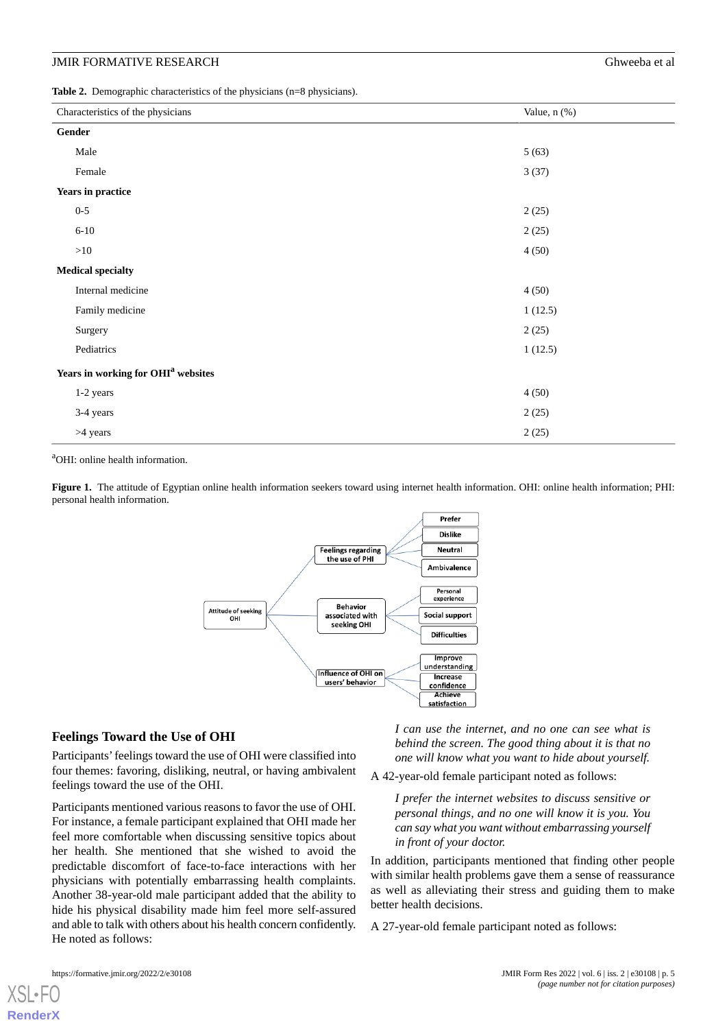**Table 2.** Demographic characteristics of the physicians (n=8 physicians).

| Characteristics of the physicians | Value, n (%) |
|---|---|
| **Gender** | |
| Male | 5 (63) |
| Female | 3 (37) |
| **Years in practice** | |
| 0-5 | 2 (25) |
| 6-10 | 2 (25) |
| >10 | 4 (50) |
| **Medical specialty** | |
| Internal medicine | 4 (50) |
| Family medicine | 1 (12.5) |
| Surgery | 2 (25) |
| Pediatrics | 1 (12.5) |
| **Years in working for OHI[a] websites** | |
| 1-2 years | 4 (50) |
| 3-4 years | 2 (25) |
| >4 years | 2 (25) |

[a]OHI: online health information.

**Figure 1.** The attitude of Egyptian online health information seekers toward using internet health information. OHI: online health information; PHI: personal health information.

## Feelings Toward the Use of OHI

Participants' feelings toward the use of OHI were classified into four themes: favoring, disliking, neutral, or having ambivalent feelings toward the use of the OHI.

Participants mentioned various reasons to favor the use of OHI. For instance, a female participant explained that OHI made her feel more comfortable when discussing sensitive topics about her health. She mentioned that she wished to avoid the predictable discomfort of face-to-face interactions with her physicians with potentially embarrassing health complaints. Another 38-year-old male participant added that the ability to hide his physical disability made him feel more self-assured and able to talk with others about his health concern confidently. He noted as follows:

> *I can use the internet, and no one can see what is behind the screen. The good thing about it is that no one will know what you want to hide about yourself.*

A 42-year-old female participant noted as follows:

> *I prefer the internet websites to discuss sensitive or personal things, and no one will know it is you. You can say what you want without embarrassing yourself in front of your doctor.*

In addition, participants mentioned that finding other people with similar health problems gave them a sense of reassurance as well as alleviating their stress and guiding them to make better health decisions.

A 27-year-old female participant noted as follows: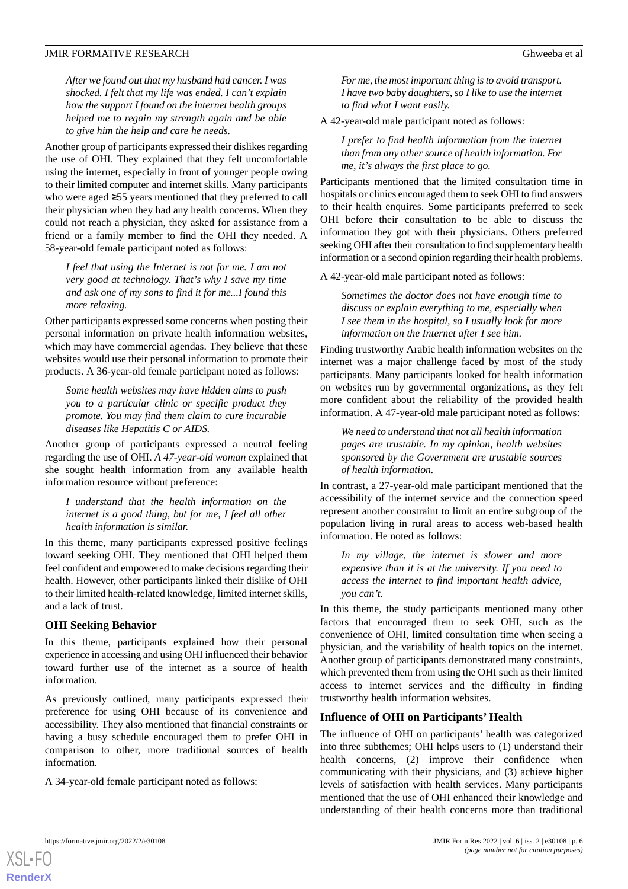> *After we found out that my husband had cancer. I was shocked. I felt that my life was ended. I can't explain how the support I found on the internet health groups helped me to regain my strength again and be able to give him the help and care he needs.*

Another group of participants expressed their dislikes regarding the use of OHI. They explained that they felt uncomfortable using the internet, especially in front of younger people owing to their limited computer and internet skills. Many participants who were aged ≥55 years mentioned that they preferred to call their physician when they had any health concerns. When they could not reach a physician, they asked for assistance from a friend or a family member to find the OHI they needed. A 58-year-old female participant noted as follows:

> *I feel that using the Internet is not for me. I am not very good at technology. That's why I save my time and ask one of my sons to find it for me...I found this more relaxing.*

Other participants expressed some concerns when posting their personal information on private health information websites, which may have commercial agendas. They believe that these websites would use their personal information to promote their products. A 36-year-old female participant noted as follows:

> *Some health websites may have hidden aims to push you to a particular clinic or specific product they promote. You may find them claim to cure incurable diseases like Hepatitis C or AIDS.*

Another group of participants expressed a neutral feeling regarding the use of OHI. *A 47-year-old woman* explained that she sought health information from any available health information resource without preference:

> *I understand that the health information on the internet is a good thing, but for me, I feel all other health information is similar.*

In this theme, many participants expressed positive feelings toward seeking OHI. They mentioned that OHI helped them feel confident and empowered to make decisions regarding their health. However, other participants linked their dislike of OHI to their limited health-related knowledge, limited internet skills, and a lack of trust.

### OHI Seeking Behavior

In this theme, participants explained how their personal experience in accessing and using OHI influenced their behavior toward further use of the internet as a source of health information.

As previously outlined, many participants expressed their preference for using OHI because of its convenience and accessibility. They also mentioned that financial constraints or having a busy schedule encouraged them to prefer OHI in comparison to other, more traditional sources of health information.

A 34-year-old female participant noted as follows:

> *For me, the most important thing is to avoid transport. I have two baby daughters, so I like to use the internet to find what I want easily.*

A 42-year-old male participant noted as follows:

> *I prefer to find health information from the internet than from any other source of health information. For me, it's always the first place to go.*

Participants mentioned that the limited consultation time in hospitals or clinics encouraged them to seek OHI to find answers to their health enquires. Some participants preferred to seek OHI before their consultation to be able to discuss the information they got with their physicians. Others preferred seeking OHI after their consultation to find supplementary health information or a second opinion regarding their health problems.

A 42-year-old male participant noted as follows:

> *Sometimes the doctor does not have enough time to discuss or explain everything to me, especially when I see them in the hospital, so I usually look for more information on the Internet after I see him.*

Finding trustworthy Arabic health information websites on the internet was a major challenge faced by most of the study participants. Many participants looked for health information on websites run by governmental organizations, as they felt more confident about the reliability of the provided health information. A 47-year-old male participant noted as follows:

> *We need to understand that not all health information pages are trustable. In my opinion, health websites sponsored by the Government are trustable sources of health information.*

In contrast, a 27-year-old male participant mentioned that the accessibility of the internet service and the connection speed represent another constraint to limit an entire subgroup of the population living in rural areas to access web-based health information. He noted as follows:

> *In my village, the internet is slower and more expensive than it is at the university. If you need to access the internet to find important health advice, you can't.*

In this theme, the study participants mentioned many other factors that encouraged them to seek OHI, such as the convenience of OHI, limited consultation time when seeing a physician, and the variability of health topics on the internet. Another group of participants demonstrated many constraints, which prevented them from using the OHI such as their limited access to internet services and the difficulty in finding trustworthy health information websites.

### Influence of OHI on Participants' Health

The influence of OHI on participants' health was categorized into three subthemes; OHI helps users to (1) understand their health concerns, (2) improve their confidence when communicating with their physicians, and (3) achieve higher levels of satisfaction with health services. Many participants mentioned that the use of OHI enhanced their knowledge and understanding of their health concerns more than traditional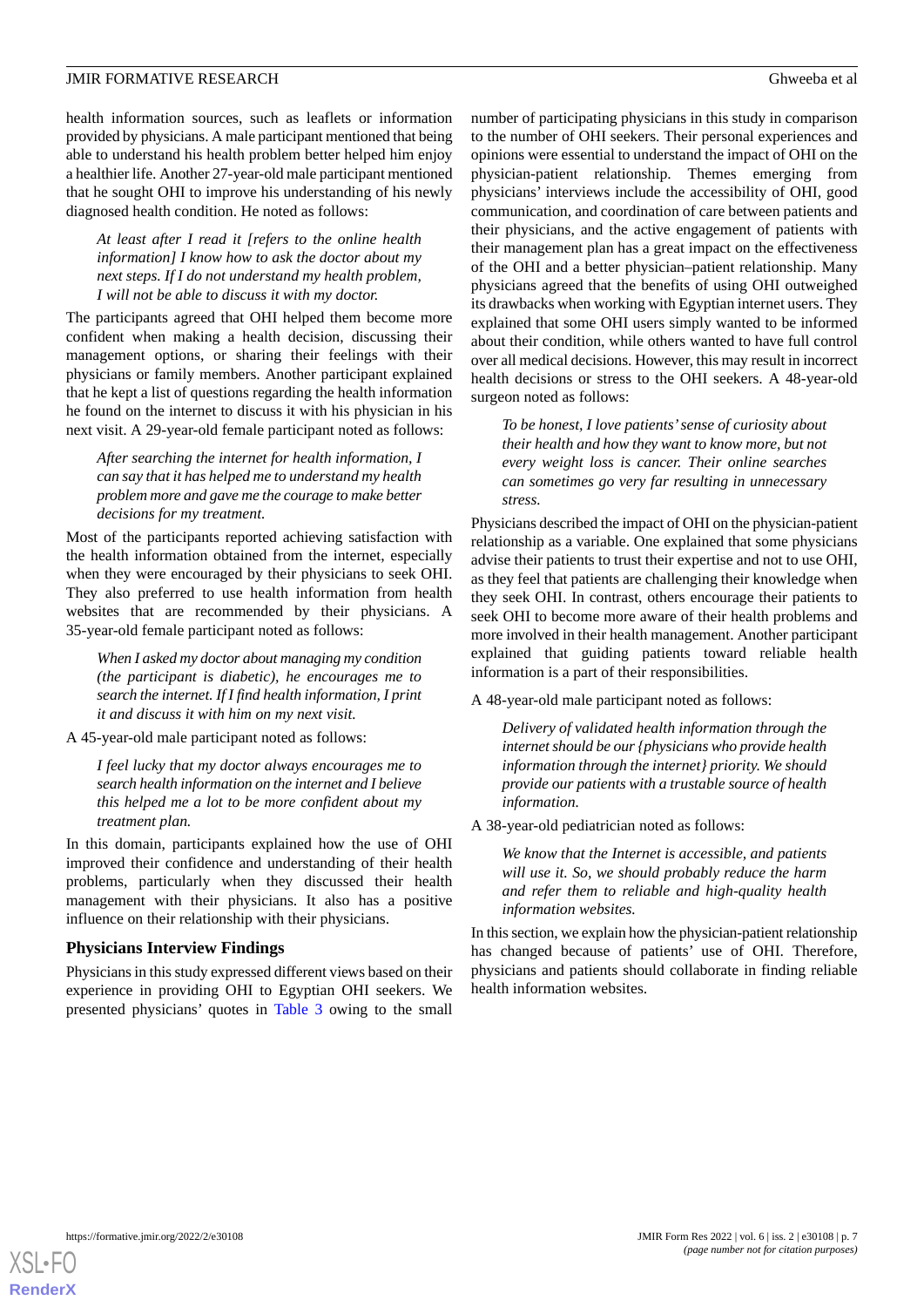health information sources, such as leaflets or information provided by physicians. A male participant mentioned that being able to understand his health problem better helped him enjoy a healthier life. Another 27-year-old male participant mentioned that he sought OHI to improve his understanding of his newly diagnosed health condition. He noted as follows:

> *At least after I read it [refers to the online health information] I know how to ask the doctor about my next steps. If I do not understand my health problem, I will not be able to discuss it with my doctor.*

The participants agreed that OHI helped them become more confident when making a health decision, discussing their management options, or sharing their feelings with their physicians or family members. Another participant explained that he kept a list of questions regarding the health information he found on the internet to discuss it with his physician in his next visit. A 29-year-old female participant noted as follows:

> *After searching the internet for health information, I can say that it has helped me to understand my health problem more and gave me the courage to make better decisions for my treatment.*

Most of the participants reported achieving satisfaction with the health information obtained from the internet, especially when they were encouraged by their physicians to seek OHI. They also preferred to use health information from health websites that are recommended by their physicians. A 35-year-old female participant noted as follows:

> *When I asked my doctor about managing my condition (the participant is diabetic), he encourages me to search the internet. If I find health information, I print it and discuss it with him on my next visit.*

A 45-year-old male participant noted as follows:

> *I feel lucky that my doctor always encourages me to search health information on the internet and I believe this helped me a lot to be more confident about my treatment plan.*

In this domain, participants explained how the use of OHI improved their confidence and understanding of their health problems, particularly when they discussed their health management with their physicians. It also has a positive influence on their relationship with their physicians.

### Physicians Interview Findings

Physicians in this study expressed different views based on their experience in providing OHI to Egyptian OHI seekers. We presented physicians' quotes in Table 3 owing to the small number of participating physicians in this study in comparison to the number of OHI seekers. Their personal experiences and opinions were essential to understand the impact of OHI on the physician-patient relationship. Themes emerging from physicians' interviews include the accessibility of OHI, good communication, and coordination of care between patients and their physicians, and the active engagement of patients with their management plan has a great impact on the effectiveness of the OHI and a better physician–patient relationship. Many physicians agreed that the benefits of using OHI outweighed its drawbacks when working with Egyptian internet users. They explained that some OHI users simply wanted to be informed about their condition, while others wanted to have full control over all medical decisions. However, this may result in incorrect health decisions or stress to the OHI seekers. A 48-year-old surgeon noted as follows:

> *To be honest, I love patients' sense of curiosity about their health and how they want to know more, but not every weight loss is cancer. Their online searches can sometimes go very far resulting in unnecessary stress.*

Physicians described the impact of OHI on the physician-patient relationship as a variable. One explained that some physicians advise their patients to trust their expertise and not to use OHI, as they feel that patients are challenging their knowledge when they seek OHI. In contrast, others encourage their patients to seek OHI to become more aware of their health problems and more involved in their health management. Another participant explained that guiding patients toward reliable health information is a part of their responsibilities.

A 48-year-old male participant noted as follows:

> *Delivery of validated health information through the internet should be our {physicians who provide health information through the internet} priority. We should provide our patients with a trustable source of health information.*

A 38-year-old pediatrician noted as follows:

> *We know that the Internet is accessible, and patients will use it. So, we should probably reduce the harm and refer them to reliable and high-quality health information websites.*

In this section, we explain how the physician-patient relationship has changed because of patients' use of OHI. Therefore, physicians and patients should collaborate in finding reliable health information websites.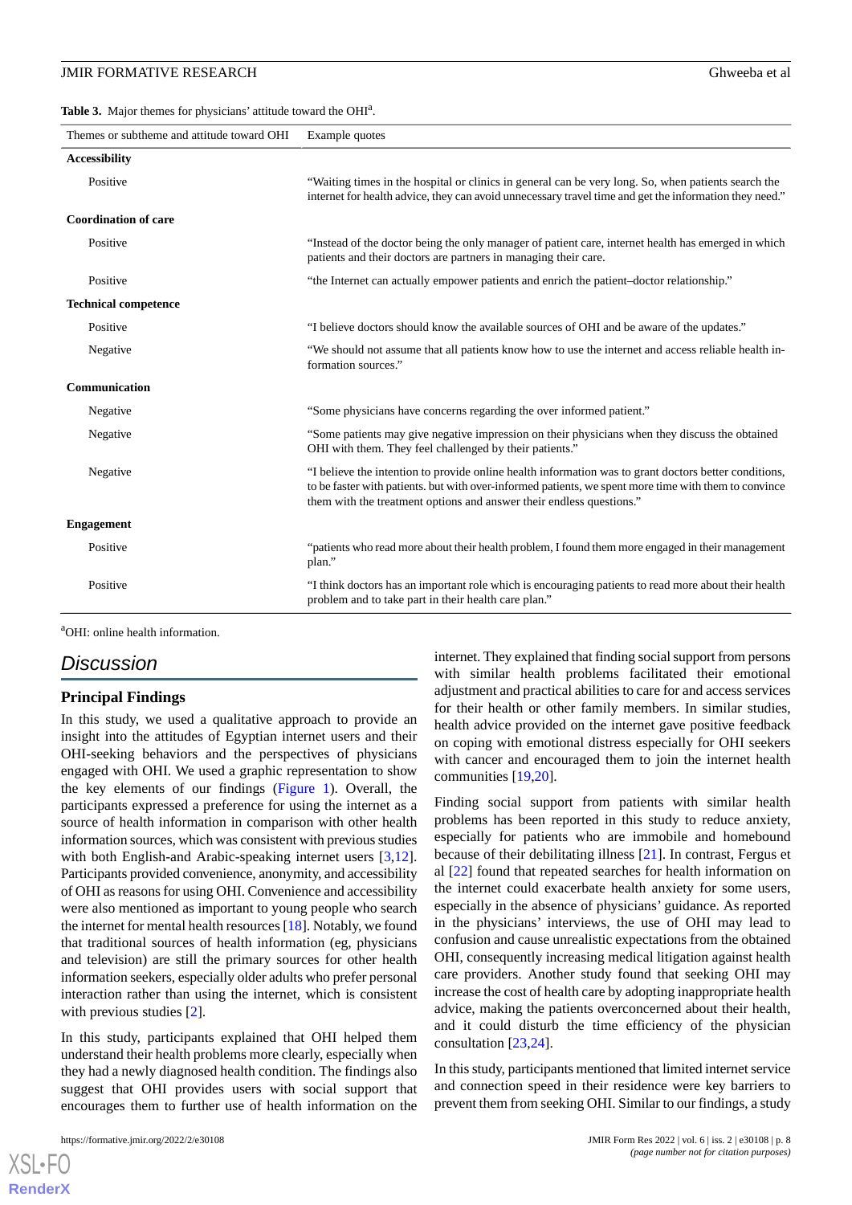**Table 3.** Major themes for physicians' attitude toward the OHI[a].

| Themes or subtheme and attitude toward OHI | Example quotes |
|---|---|
| **Accessibility** | |
| Positive | "Waiting times in the hospital or clinics in general can be very long. So, when patients search the internet for health advice, they can avoid unnecessary travel time and get the information they need." |
| **Coordination of care** | |
| Positive | "Instead of the doctor being the only manager of patient care, internet health has emerged in which patients and their doctors are partners in managing their care. |
| Positive | "the Internet can actually empower patients and enrich the patient–doctor relationship." |
| **Technical competence** | |
| Positive | "I believe doctors should know the available sources of OHI and be aware of the updates." |
| Negative | "We should not assume that all patients know how to use the internet and access reliable health information sources." |
| **Communication** | |
| Negative | "Some physicians have concerns regarding the over informed patient." |
| Negative | "Some patients may give negative impression on their physicians when they discuss the obtained OHI with them. They feel challenged by their patients." |
| Negative | "I believe the intention to provide online health information was to grant doctors better conditions, to be faster with patients. but with over-informed patients, we spent more time with them to convince them with the treatment options and answer their endless questions." |
| **Engagement** | |
| Positive | "patients who read more about their health problem, I found them more engaged in their management plan." |
| Positive | "I think doctors has an important role which is encouraging patients to read more about their health problem and to take part in their health care plan." |

[a]OHI: online health information.

## Discussion

### Principal Findings

In this study, we used a qualitative approach to provide an insight into the attitudes of Egyptian internet users and their OHI-seeking behaviors and the perspectives of physicians engaged with OHI. We used a graphic representation to show the key elements of our findings (Figure 1). Overall, the participants expressed a preference for using the internet as a source of health information in comparison with other health information sources, which was consistent with previous studies with both English-and Arabic-speaking internet users [3,12]. Participants provided convenience, anonymity, and accessibility of OHI as reasons for using OHI. Convenience and accessibility were also mentioned as important to young people who search the internet for mental health resources [18]. Notably, we found that traditional sources of health information (eg, physicians and television) are still the primary sources for other health information seekers, especially older adults who prefer personal interaction rather than using the internet, which is consistent with previous studies [2].

In this study, participants explained that OHI helped them understand their health problems more clearly, especially when they had a newly diagnosed health condition. The findings also suggest that OHI provides users with social support that encourages them to further use of health information on the internet. They explained that finding social support from persons with similar health problems facilitated their emotional adjustment and practical abilities to care for and access services for their health or other family members. In similar studies, health advice provided on the internet gave positive feedback on coping with emotional distress especially for OHI seekers with cancer and encouraged them to join the internet health communities [19,20].

Finding social support from patients with similar health problems has been reported in this study to reduce anxiety, especially for patients who are immobile and homebound because of their debilitating illness [21]. In contrast, Fergus et al [22] found that repeated searches for health information on the internet could exacerbate health anxiety for some users, especially in the absence of physicians' guidance. As reported in the physicians' interviews, the use of OHI may lead to confusion and cause unrealistic expectations from the obtained OHI, consequently increasing medical litigation against health care providers. Another study found that seeking OHI may increase the cost of health care by adopting inappropriate health advice, making the patients overconcerned about their health, and it could disturb the time efficiency of the physician consultation [23,24].

In this study, participants mentioned that limited internet service and connection speed in their residence were key barriers to prevent them from seeking OHI. Similar to our findings, a study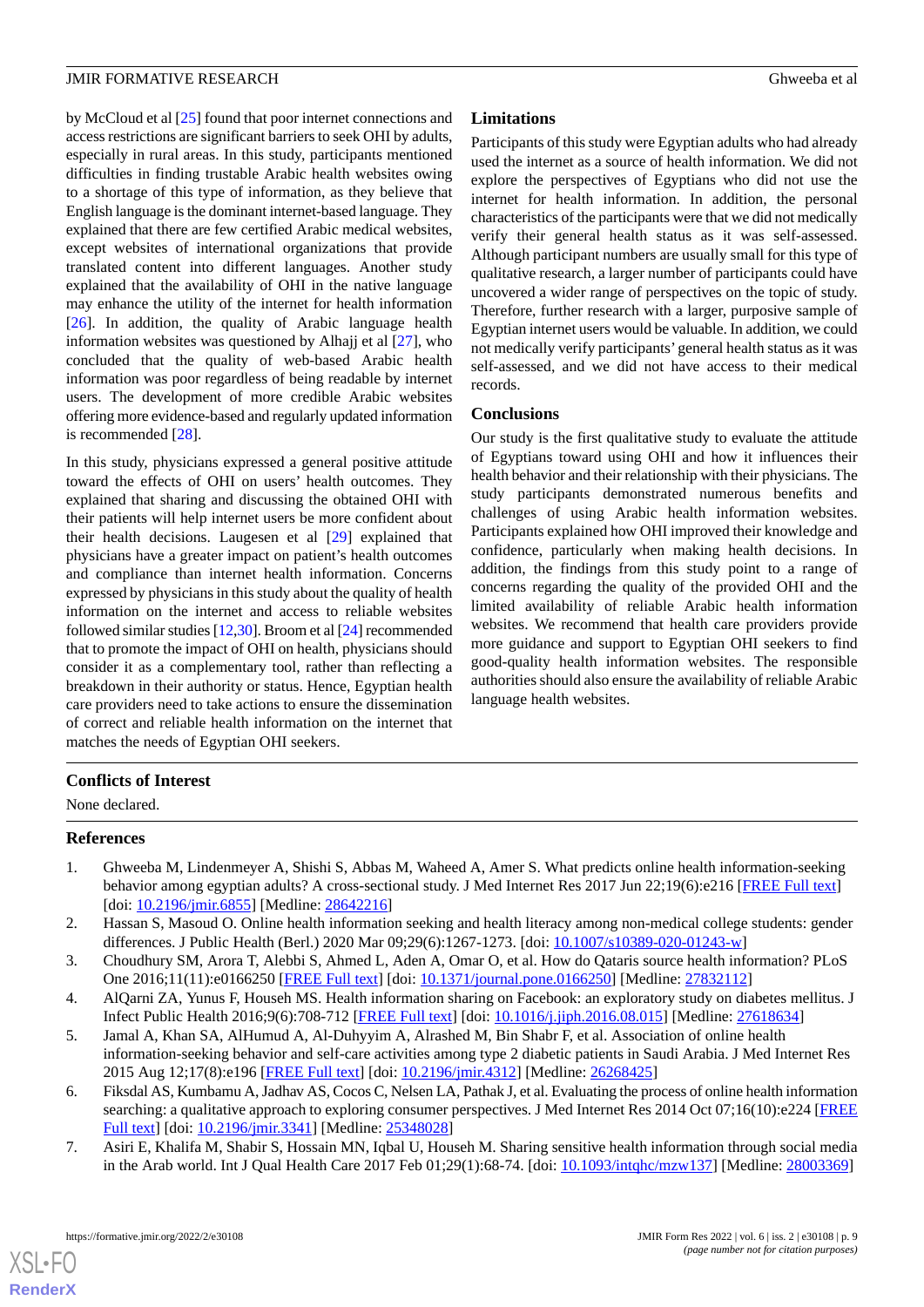by McCloud et al [25] found that poor internet connections and access restrictions are significant barriers to seek OHI by adults, especially in rural areas. In this study, participants mentioned difficulties in finding trustable Arabic health websites owing to a shortage of this type of information, as they believe that English language is the dominant internet-based language. They explained that there are few certified Arabic medical websites, except websites of international organizations that provide translated content into different languages. Another study explained that the availability of OHI in the native language may enhance the utility of the internet for health information [26]. In addition, the quality of Arabic language health information websites was questioned by Alhajj et al [27], who concluded that the quality of web-based Arabic health information was poor regardless of being readable by internet users. The development of more credible Arabic websites offering more evidence-based and regularly updated information is recommended [28].

In this study, physicians expressed a general positive attitude toward the effects of OHI on users' health outcomes. They explained that sharing and discussing the obtained OHI with their patients will help internet users be more confident about their health decisions. Laugesen et al [29] explained that physicians have a greater impact on patient's health outcomes and compliance than internet health information. Concerns expressed by physicians in this study about the quality of health information on the internet and access to reliable websites followed similar studies [12,30]. Broom et al [24] recommended that to promote the impact of OHI on health, physicians should consider it as a complementary tool, rather than reflecting a breakdown in their authority or status. Hence, Egyptian health care providers need to take actions to ensure the dissemination of correct and reliable health information on the internet that matches the needs of Egyptian OHI seekers.

### Limitations

Participants of this study were Egyptian adults who had already used the internet as a source of health information. We did not explore the perspectives of Egyptians who did not use the internet for health information. In addition, the personal characteristics of the participants were that we did not medically verify their general health status as it was self-assessed. Although participant numbers are usually small for this type of qualitative research, a larger number of participants could have uncovered a wider range of perspectives on the topic of study. Therefore, further research with a larger, purposive sample of Egyptian internet users would be valuable. In addition, we could not medically verify participants' general health status as it was self-assessed, and we did not have access to their medical records.

### Conclusions

Our study is the first qualitative study to evaluate the attitude of Egyptians toward using OHI and how it influences their health behavior and their relationship with their physicians. The study participants demonstrated numerous benefits and challenges of using Arabic health information websites. Participants explained how OHI improved their knowledge and confidence, particularly when making health decisions. In addition, the findings from this study point to a range of concerns regarding the quality of the provided OHI and the limited availability of reliable Arabic health information websites. We recommend that health care providers provide more guidance and support to Egyptian OHI seekers to find good-quality health information websites. The responsible authorities should also ensure the availability of reliable Arabic language health websites.

## Conflicts of Interest

None declared.

## References

1. Ghweeba M, Lindenmeyer A, Shishi S, Abbas M, Waheed A, Amer S. What predicts online health information-seeking behavior among egyptian adults? A cross-sectional study. J Med Internet Res 2017 Jun 22;19(6):e216 [FREE Full text] [doi: 10.2196/jmir.6855] [Medline: 28642216]
2. Hassan S, Masoud O. Online health information seeking and health literacy among non-medical college students: gender differences. J Public Health (Berl.) 2020 Mar 09;29(6):1267-1273. [doi: 10.1007/s10389-020-01243-w]
3. Choudhury SM, Arora T, Alebbi S, Ahmed L, Aden A, Omar O, et al. How do Qataris source health information? PLoS One 2016;11(11):e0166250 [FREE Full text] [doi: 10.1371/journal.pone.0166250] [Medline: 27832112]
4. AlQarni ZA, Yunus F, Househ MS. Health information sharing on Facebook: an exploratory study on diabetes mellitus. J Infect Public Health 2016;9(6):708-712 [FREE Full text] [doi: 10.1016/j.jiph.2016.08.015] [Medline: 27618634]
5. Jamal A, Khan SA, AlHumud A, Al-Duhyyim A, Alrashed M, Bin Shabr F, et al. Association of online health information-seeking behavior and self-care activities among type 2 diabetic patients in Saudi Arabia. J Med Internet Res 2015 Aug 12;17(8):e196 [FREE Full text] [doi: 10.2196/jmir.4312] [Medline: 26268425]
6. Fiksdal AS, Kumbamu A, Jadhav AS, Cocos C, Nelsen LA, Pathak J, et al. Evaluating the process of online health information searching: a qualitative approach to exploring consumer perspectives. J Med Internet Res 2014 Oct 07;16(10):e224 [FREE Full text] [doi: 10.2196/jmir.3341] [Medline: 25348028]
7. Asiri E, Khalifa M, Shabir S, Hossain MN, Iqbal U, Househ M. Sharing sensitive health information through social media in the Arab world. Int J Qual Health Care 2017 Feb 01;29(1):68-74. [doi: 10.1093/intqhc/mzw137] [Medline: 28003369]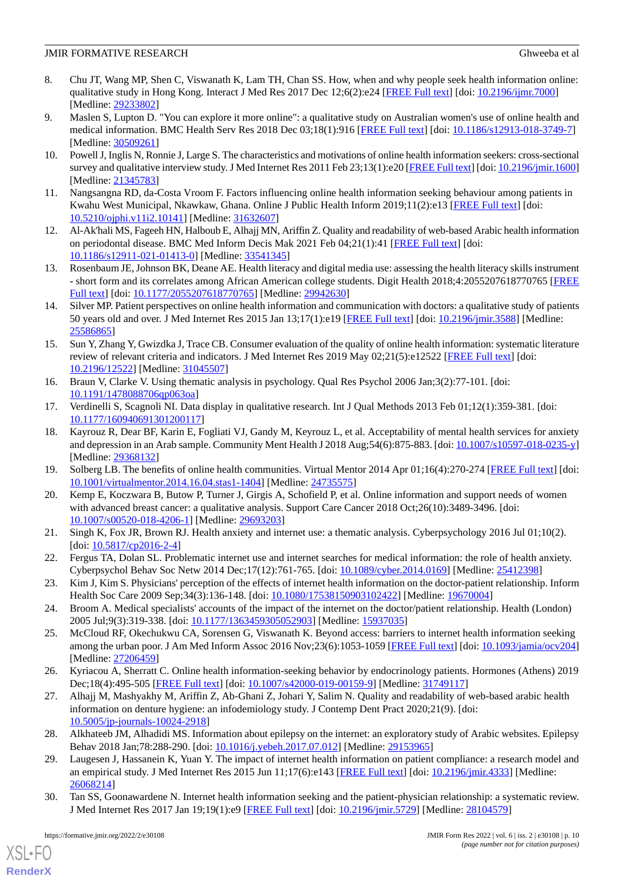8. Chu JT, Wang MP, Shen C, Viswanath K, Lam TH, Chan SS. How, when and why people seek health information online: qualitative study in Hong Kong. Interact J Med Res 2017 Dec 12;6(2):e24 [FREE Full text] [doi: 10.2196/ijmr.7000] [Medline: 29233802]
9. Maslen S, Lupton D. "You can explore it more online": a qualitative study on Australian women's use of online health and medical information. BMC Health Serv Res 2018 Dec 03;18(1):916 [FREE Full text] [doi: 10.1186/s12913-018-3749-7] [Medline: 30509261]
10. Powell J, Inglis N, Ronnie J, Large S. The characteristics and motivations of online health information seekers: cross-sectional survey and qualitative interview study. J Med Internet Res 2011 Feb 23;13(1):e20 [FREE Full text] [doi: 10.2196/jmir.1600] [Medline: 21345783]
11. Nangsangna RD, da-Costa Vroom F. Factors influencing online health information seeking behaviour among patients in Kwahu West Municipal, Nkawkaw, Ghana. Online J Public Health Inform 2019;11(2):e13 [FREE Full text] [doi: 10.5210/ojphi.v11i2.10141] [Medline: 31632607]
12. Al-Ak'hali MS, Fageeh HN, Halboub E, Alhajj MN, Ariffin Z. Quality and readability of web-based Arabic health information on periodontal disease. BMC Med Inform Decis Mak 2021 Feb 04;21(1):41 [FREE Full text] [doi: 10.1186/s12911-021-01413-0] [Medline: 33541345]
13. Rosenbaum JE, Johnson BK, Deane AE. Health literacy and digital media use: assessing the health literacy skills instrument - short form and its correlates among African American college students. Digit Health 2018;4:2055207618770765 [FREE Full text] [doi: 10.1177/2055207618770765] [Medline: 29942630]
14. Silver MP. Patient perspectives on online health information and communication with doctors: a qualitative study of patients 50 years old and over. J Med Internet Res 2015 Jan 13;17(1):e19 [FREE Full text] [doi: 10.2196/jmir.3588] [Medline: 25586865]
15. Sun Y, Zhang Y, Gwizdka J, Trace CB. Consumer evaluation of the quality of online health information: systematic literature review of relevant criteria and indicators. J Med Internet Res 2019 May 02;21(5):e12522 [FREE Full text] [doi: 10.2196/12522] [Medline: 31045507]
16. Braun V, Clarke V. Using thematic analysis in psychology. Qual Res Psychol 2006 Jan;3(2):77-101. [doi: 10.1191/1478088706qp063oa]
17. Verdinelli S, Scagnoli NI. Data display in qualitative research. Int J Qual Methods 2013 Feb 01;12(1):359-381. [doi: 10.1177/160940691301200117]
18. Kayrouz R, Dear BF, Karin E, Fogliati VJ, Gandy M, Keyrouz L, et al. Acceptability of mental health services for anxiety and depression in an Arab sample. Community Ment Health J 2018 Aug;54(6):875-883. [doi: 10.1007/s10597-018-0235-y] [Medline: 29368132]
19. Solberg LB. The benefits of online health communities. Virtual Mentor 2014 Apr 01;16(4):270-274 [FREE Full text] [doi: 10.1001/virtualmentor.2014.16.04.stas1-1404] [Medline: 24735575]
20. Kemp E, Koczwara B, Butow P, Turner J, Girgis A, Schofield P, et al. Online information and support needs of women with advanced breast cancer: a qualitative analysis. Support Care Cancer 2018 Oct;26(10):3489-3496. [doi: 10.1007/s00520-018-4206-1] [Medline: 29693203]
21. Singh K, Fox JR, Brown RJ. Health anxiety and internet use: a thematic analysis. Cyberpsychology 2016 Jul 01;10(2). [doi: 10.5817/cp2016-2-4]
22. Fergus TA, Dolan SL. Problematic internet use and internet searches for medical information: the role of health anxiety. Cyberpsychol Behav Soc Netw 2014 Dec;17(12):761-765. [doi: 10.1089/cyber.2014.0169] [Medline: 25412398]
23. Kim J, Kim S. Physicians' perception of the effects of internet health information on the doctor-patient relationship. Inform Health Soc Care 2009 Sep;34(3):136-148. [doi: 10.1080/17538150903102422] [Medline: 19670004]
24. Broom A. Medical specialists' accounts of the impact of the internet on the doctor/patient relationship. Health (London) 2005 Jul;9(3):319-338. [doi: 10.1177/1363459305052903] [Medline: 15937035]
25. McCloud RF, Okechukwu CA, Sorensen G, Viswanath K. Beyond access: barriers to internet health information seeking among the urban poor. J Am Med Inform Assoc 2016 Nov;23(6):1053-1059 [FREE Full text] [doi: 10.1093/jamia/ocv204] [Medline: 27206459]
26. Kyriacou A, Sherratt C. Online health information-seeking behavior by endocrinology patients. Hormones (Athens) 2019 Dec;18(4):495-505 [FREE Full text] [doi: 10.1007/s42000-019-00159-9] [Medline: 31749117]
27. Alhajj M, Mashyakhy M, Ariffin Z, Ab-Ghani Z, Johari Y, Salim N. Quality and readability of web-based arabic health information on denture hygiene: an infodemiology study. J Contemp Dent Pract 2020;21(9). [doi: 10.5005/jp-journals-10024-2918]
28. Alkhateeb JM, Alhadidi MS. Information about epilepsy on the internet: an exploratory study of Arabic websites. Epilepsy Behav 2018 Jan;78:288-290. [doi: 10.1016/j.yebeh.2017.07.012] [Medline: 29153965]
29. Laugesen J, Hassanein K, Yuan Y. The impact of internet health information on patient compliance: a research model and an empirical study. J Med Internet Res 2015 Jun 11;17(6):e143 [FREE Full text] [doi: 10.2196/jmir.4333] [Medline: 26068214]
30. Tan SS, Goonawardene N. Internet health information seeking and the patient-physician relationship: a systematic review. J Med Internet Res 2017 Jan 19;19(1):e9 [FREE Full text] [doi: 10.2196/jmir.5729] [Medline: 28104579]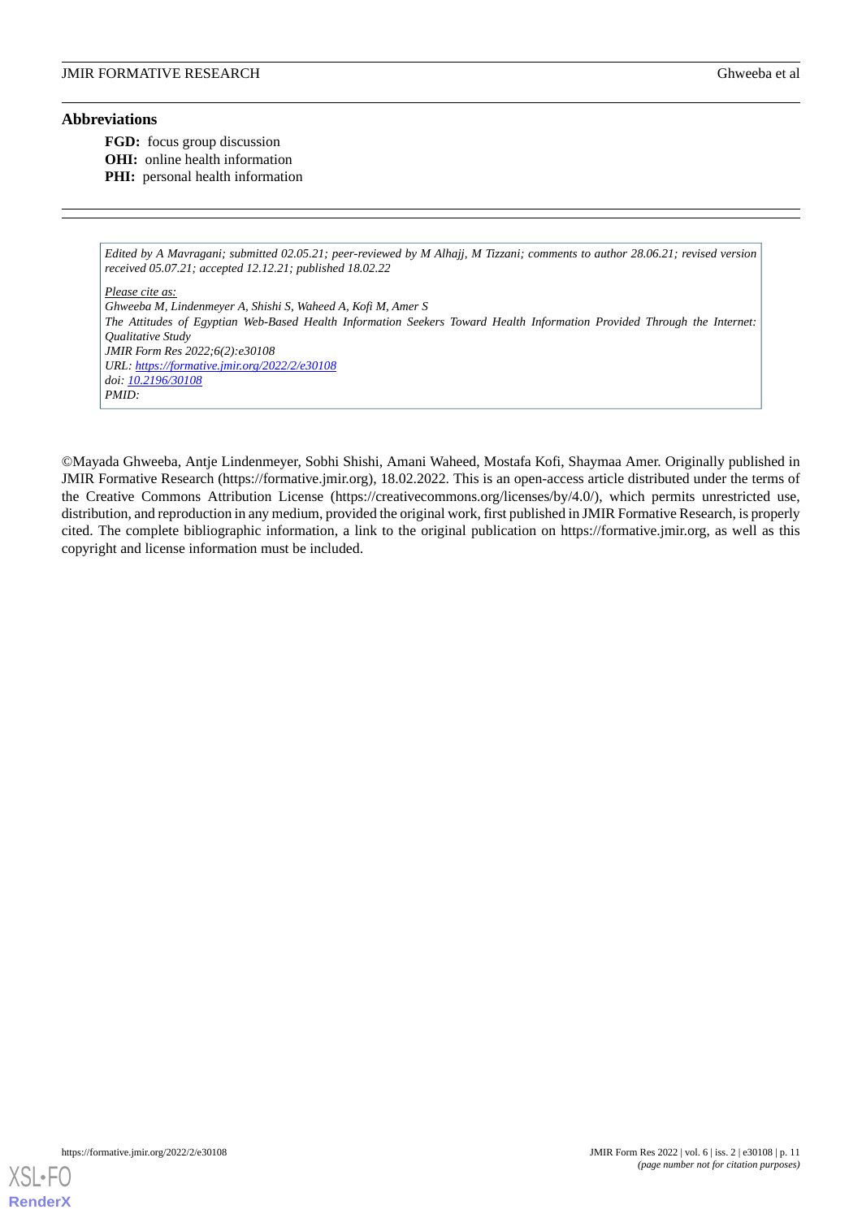## Abbreviations

**FGD:** focus group discussion
**OHI:** online health information
**PHI:** personal health information

*Edited by A Mavragani; submitted 02.05.21; peer-reviewed by M Alhajj, M Tizzani; comments to author 28.06.21; revised version received 05.07.21; accepted 12.12.21; published 18.02.22*

*Please cite as:*
*Ghweeba M, Lindenmeyer A, Shishi S, Waheed A, Kofi M, Amer S*
*The Attitudes of Egyptian Web-Based Health Information Seekers Toward Health Information Provided Through the Internet: Qualitative Study*
*JMIR Form Res 2022;6(2):e30108*
*URL: https://formative.jmir.org/2022/2/e30108*
*doi: 10.2196/30108*
*PMID:*

©Mayada Ghweeba, Antje Lindenmeyer, Sobhi Shishi, Amani Waheed, Mostafa Kofi, Shaymaa Amer. Originally published in JMIR Formative Research (https://formative.jmir.org), 18.02.2022. This is an open-access article distributed under the terms of the Creative Commons Attribution License (https://creativecommons.org/licenses/by/4.0/), which permits unrestricted use, distribution, and reproduction in any medium, provided the original work, first published in JMIR Formative Research, is properly cited. The complete bibliographic information, a link to the original publication on https://formative.jmir.org, as well as this copyright and license information must be included.